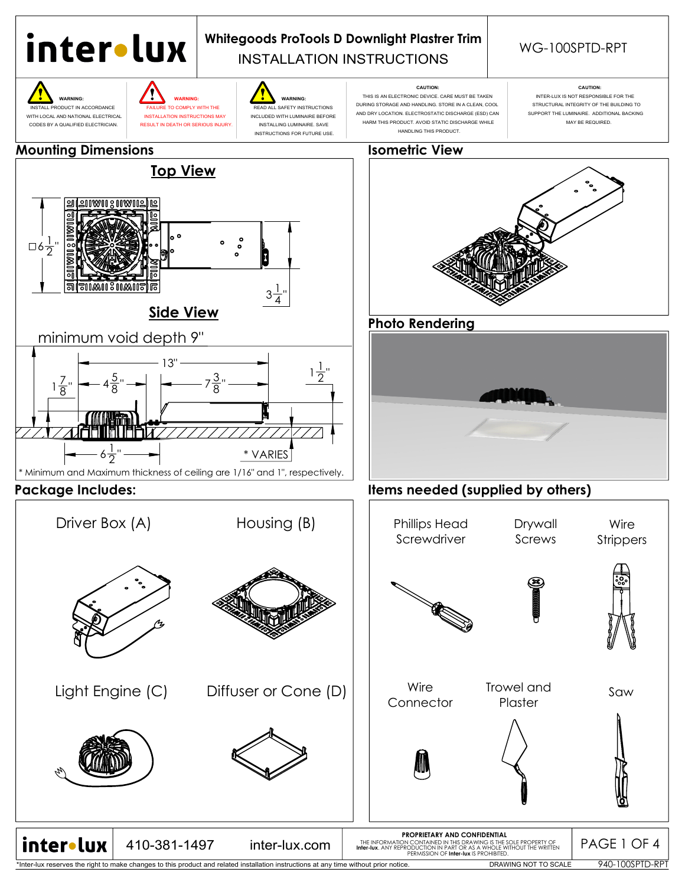# inter•lux

## Whitegoods ProTools D Downlight Plastrer Trim
## INSTALLATION INSTRUCTIONS

WG-100SPTD-RPT

**WARNING:** INSTALL PRODUCT IN ACCORDANCE WITH LOCAL AND NATIONAL ELECTRICAL CODES BY A QUALIFIED ELECTRICIAN.

**WARNING:** FAILURE TO COMPLY WITH THE INSTALLATION INSTRUCTIONS MAY RESULT IN DEATH OR SERIOUS INJURY.

**WARNING:** READ ALL SAFETY INSTRUCTIONS INCLUDED WITH LUMINAIRE BEFORE INSTALLING LUMINAIRE. SAVE INSTRUCTIONS FOR FUTURE USE.

**CAUTION:** THIS IS AN ELECTRONIC DEVICE. CARE MUST BE TAKEN DURING STORAGE AND HANDLING. STORE IN A CLEAN, COOL AND DRY LOCATION. ELECTROSTATIC DISCHARGE (ESD) CAN HARM THIS PRODUCT. AVOID STATIC DISCHARGE WHILE HANDLING THIS PRODUCT.

**CAUTION:** INTER-LUX IS NOT RESPONSIBLE FOR THE STRUCTURAL INTEGRITY OF THE BUILDING TO SUPPORT THE LUMINAIRE. ADDITIONAL BACKING MAY BE REQUIRED.

## Mounting Dimensions

### Top View

□6 1/2"

3 1/4"

### Side View

minimum void depth 9"

13"

1 7/8"

4 5/8"

7 3/8"

1 1/2"

6 1/2"

* VARIES

* Minimum and Maximum thickness of ceiling are 1/16" and 1", respectively.

## Isometric View

## Photo Rendering

## Package Includes:

- Driver Box (A)
- Housing (B)
- Light Engine (C)
- Diffuser or Cone (D)

## Items needed (supplied by others)

- Phillips Head Screwdriver
- Drywall Screws
- Wire Strippers
- Wire Connector
- Trowel and Plaster
- Saw

inter•lux 410-381-1497 inter-lux.com

**PROPRIETARY AND CONFIDENTIAL**
THE INFORMATION CONTAINED IN THIS DRAWING IS THE SOLE PROPERTY OF **Inter-lux**. ANY REPRODUCTION IN PART OR AS A WHOLE WITHOUT THE WRITTEN PERMISSION OF **Inter-lux** IS PROHIBITED.

*Inter-lux reserves the right to make changes to this product and related installation instructions at any time without prior notice.

DRAWING NOT TO SCALE

940-100SPTD-RPT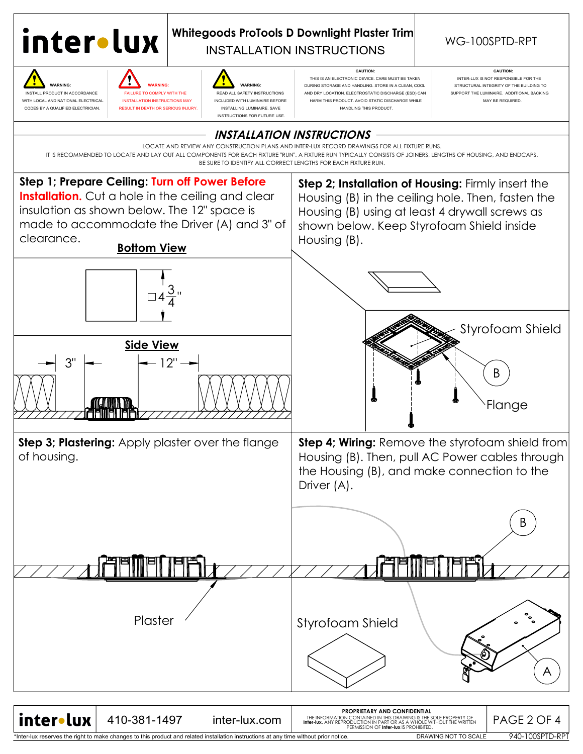**inter•lux**

# Whitegoods ProTools D Downlight Plaster Trim
## INSTALLATION INSTRUCTIONS

WG-100SPTD-RPT

**WARNING:** INSTALL PRODUCT IN ACCORDANCE WITH LOCAL AND NATIONAL ELECTRICAL CODES BY A QUALIFIED ELECTRICIAN.

**WARNING:** FAILURE TO COMPLY WITH THE INSTALLATION INSTRUCTIONS MAY RESULT IN DEATH OR SERIOUS INJURY.

**WARNING:** READ ALL SAFETY INSTRUCTIONS INCLUDED WITH LUMINAIRE BEFORE INSTALLING LUMINAIRE. SAVE INSTRUCTIONS FOR FUTURE USE.

**CAUTION:** THIS IS AN ELECTRONIC DEVICE. CARE MUST BE TAKEN DURING STORAGE AND HANDLING. STORE IN A CLEAN, COOL AND DRY LOCATION. ELECTROSTATIC DISCHARGE (ESD) CAN HARM THIS PRODUCT. AVOID STATIC DISCHARGE WHILE HANDLING THIS PRODUCT.

**CAUTION:** INTER-LUX IS NOT RESPONSIBLE FOR THE STRUCTURAL INTEGRITY OF THE BUILDING TO SUPPORT THE LUMINAIRE. ADDITIONAL BACKING MAY BE REQUIRED.

## *INSTALLATION INSTRUCTIONS*

LOCATE AND REVIEW ANY CONSTRUCTION PLANS AND INTER-LUX RECORD DRAWINGS FOR ALL FIXTURE RUNS.
IT IS RECOMMENDED TO LOCATE AND LAY OUT ALL COMPONENTS FOR EACH FIXTURE "RUN". A FIXTURE RUN TYPICALLY CONSISTS OF JOINERS, LENGTHS OF HOUSING, AND ENDCAPS.
BE SURE TO IDENTIFY ALL CORRECT LENGTHS FOR EACH FIXTURE RUN.

**Step 1; Prepare Ceiling: Turn off Power Before Installation.** Cut a hole in the ceiling and clear insulation as shown below. The 12" space is made to accommodate the Driver (A) and 3" of clearance.

**Bottom View**

□ $4\frac{3}{4}$"

**Side View**

3" 12"

**Step 2; Installation of Housing:** Firmly insert the Housing (B) in the ceiling hole. Then, fasten the Housing (B) using at least 4 drywall screws as shown below. Keep Styrofoam Shield inside Housing (B).

Styrofoam Shield

B

Flange

**Step 3; Plastering:** Apply plaster over the flange of housing.

Plaster

**Step 4; Wiring:** Remove the styrofoam shield from Housing (B). Then, pull AC Power cables through the Housing (B), and make connection to the Driver (A).

B

Styrofoam Shield

A

410-381-1497 inter-lux.com

**PROPRIETARY AND CONFIDENTIAL**
THE INFORMATION CONTAINED IN THIS DRAWING IS THE SOLE PROPERTY OF **Inter-lux**. ANY REPRODUCTION IN PART OR AS A WHOLE WITHOUT THE WRITTEN PERMISSION OF **Inter-lux** IS PROHIBITED.

*Inter-lux reserves the right to make changes to this product and related installation instructions at any time without prior notice.

DRAWING NOT TO SCALE 940-100SPTD-RPT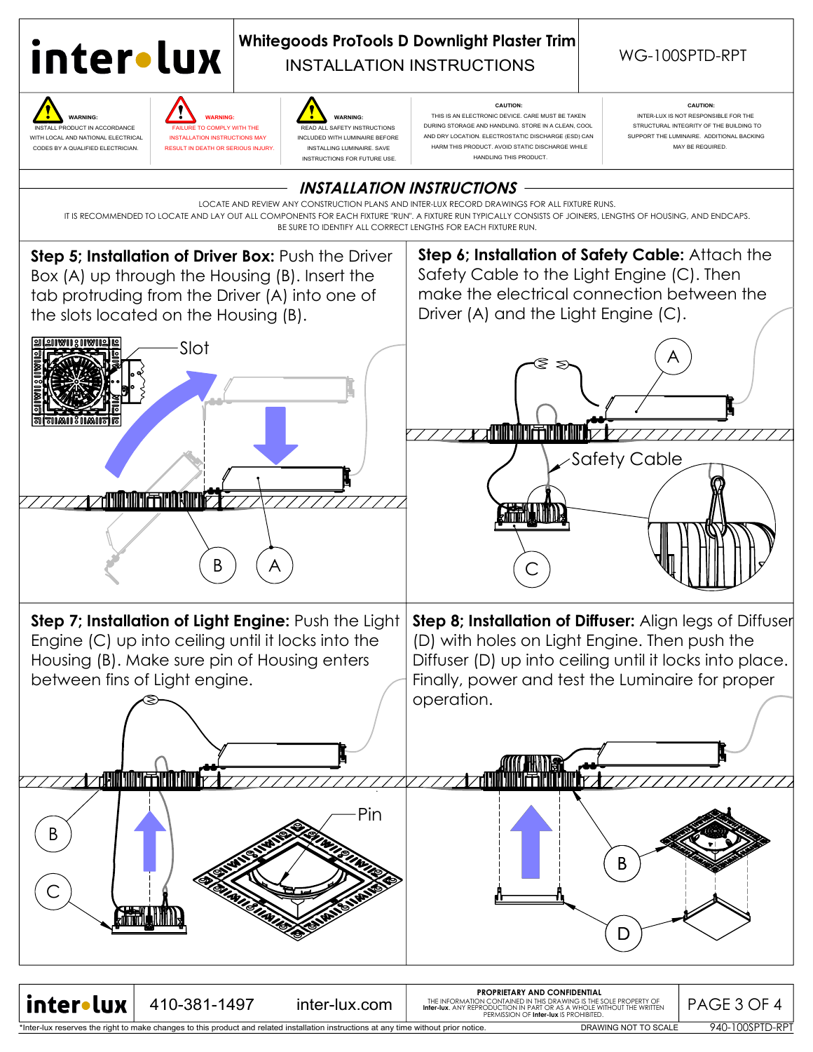# inter•lux

## Whitegoods ProTools D Downlight Plaster Trim
INSTALLATION INSTRUCTIONS

WG-100SPTD-RPT

**WARNING:** INSTALL PRODUCT IN ACCORDANCE WITH LOCAL AND NATIONAL ELECTRICAL CODES BY A QUALIFIED ELECTRICIAN.

**WARNING:** FAILURE TO COMPLY WITH THE INSTALLATION INSTRUCTIONS MAY RESULT IN DEATH OR SERIOUS INJURY.

**WARNING:** READ ALL SAFETY INSTRUCTIONS INCLUDED WITH LUMINAIRE BEFORE INSTALLING LUMINAIRE. SAVE INSTRUCTIONS FOR FUTURE USE.

**CAUTION:** THIS IS AN ELECTRONIC DEVICE. CARE MUST BE TAKEN DURING STORAGE AND HANDLING. STORE IN A CLEAN, COOL AND DRY LOCATION. ELECTROSTATIC DISCHARGE (ESD) CAN HARM THIS PRODUCT. AVOID STATIC DISCHARGE WHILE HANDLING THIS PRODUCT.

**CAUTION:** INTER-LUX IS NOT RESPONSIBLE FOR THE STRUCTURAL INTEGRITY OF THE BUILDING TO SUPPORT THE LUMINAIRE. ADDITIONAL BACKING MAY BE REQUIRED.

## *INSTALLATION INSTRUCTIONS*

LOCATE AND REVIEW ANY CONSTRUCTION PLANS AND INTER-LUX RECORD DRAWINGS FOR ALL FIXTURE RUNS.
IT IS RECOMMENDED TO LOCATE AND LAY OUT ALL COMPONENTS FOR EACH FIXTURE "RUN". A FIXTURE RUN TYPICALLY CONSISTS OF JOINERS, LENGTHS OF HOUSING, AND ENDCAPS.
BE SURE TO IDENTIFY ALL CORRECT LENGTHS FOR EACH FIXTURE RUN.

**Step 5; Installation of Driver Box:** Push the Driver Box (A) up through the Housing (B). Insert the tab protruding from the Driver (A) into one of the slots located on the Housing (B).

Slot, A, B

**Step 6; Installation of Safety Cable:** Attach the Safety Cable to the Light Engine (C). Then make the electrical connection between the Driver (A) and the Light Engine (C).

A, Safety Cable, C

**Step 7; Installation of Light Engine:** Push the Light Engine (C) up into ceiling until it locks into the Housing (B). Make sure pin of Housing enters between fins of Light engine.

B, C, Pin

**Step 8; Installation of Diffuser:** Align legs of Diffuser (D) with holes on Light Engine. Then push the Diffuser (D) up into ceiling until it locks into place. Finally, power and test the Luminaire for proper operation.

B, D

inter•lux | 410-381-1497 | inter-lux.com

**PROPRIETARY AND CONFIDENTIAL**
THE INFORMATION CONTAINED IN THIS DRAWING IS THE SOLE PROPERTY OF **Inter-lux**. ANY REPRODUCTION IN PART OR AS A WHOLE WITHOUT THE WRITTEN PERMISSION OF **Inter-lux** IS PROHIBITED.

*Inter-lux reserves the right to make changes to this product and related installation instructions at any time without prior notice.

DRAWING NOT TO SCALE — 940-100SPTD-RPT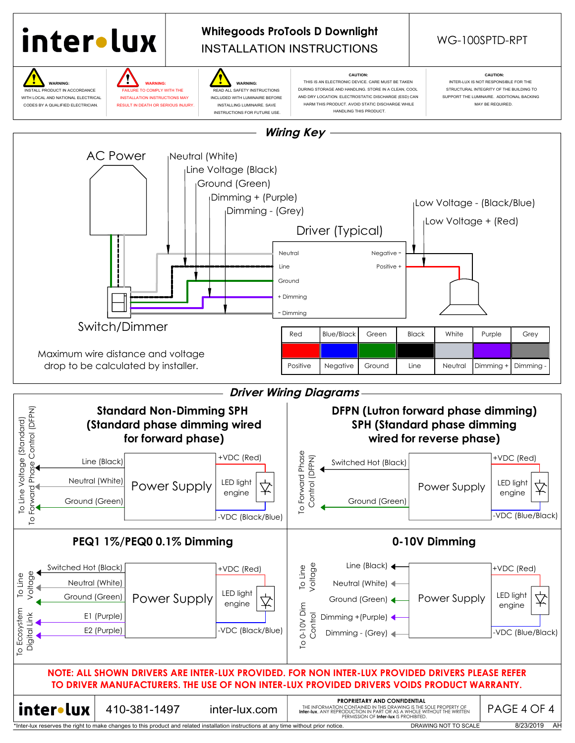# inter•lux

## Whitegoods ProTools D Downlight
## INSTALLATION INSTRUCTIONS

WG-100SPTD-RPT

**WARNING:** INSTALL PRODUCT IN ACCORDANCE WITH LOCAL AND NATIONAL ELECTRICAL CODES BY A QUALIFIED ELECTRICIAN.

**WARNING:** FAILURE TO COMPLY WITH THE INSTALLATION INSTRUCTIONS MAY RESULT IN DEATH OR SERIOUS INJURY.

**WARNING:** READ ALL SAFETY INSTRUCTIONS INCLUDED WITH LUMINAIRE BEFORE INSTALLING LUMINAIRE. SAVE INSTRUCTIONS FOR FUTURE USE.

**CAUTION:** THIS IS AN ELECTRONIC DEVICE. CARE MUST BE TAKEN DURING STORAGE AND HANDLING. STORE IN A CLEAN, COOL AND DRY LOCATION. ELECTROSTATIC DISCHARGE (ESD) CAN HARM THIS PRODUCT. AVOID STATIC DISCHARGE WHILE HANDLING THIS PRODUCT.

**CAUTION:** INTER-LUX IS NOT RESPONSIBLE FOR THE STRUCTURAL INTEGRITY OF THE BUILDING TO SUPPORT THE LUMINAIRE. ADDITIONAL BACKING MAY BE REQUIRED.

## *Wiring Key*

AC Power

Neutral (White)
Line Voltage (Black)
Ground (Green)
Dimming + (Purple)
Dimming - (Grey)

Low Voltage - (Black/Blue)
Low Voltage + (Red)

Driver (Typical)

Neutral
Line
Ground
+ Dimming
- Dimming
Negative -
Positive +

Switch/Dimmer

Maximum wire distance and voltage drop to be calculated by installer.

| Red | Blue/Black | Green | Black | White | Purple | Grey |
|---|---|---|---|---|---|---|
| Positive | Negative | Ground | Line | Neutral | Dimming + | Dimming - |

## *Driver Wiring Diagrams*

### Standard Non-Dimming SPH (Standard phase dimming wired for forward phase)

To Line Voltage (Standard)
To Forward Phase Control (DFPN)

Line (Black)
Neutral (White)
Ground (Green)
Power Supply
+VDC (Red)
LED light engine
-VDC (Black/Blue)

### DFPN (Lutron forward phase dimming) SPH (Standard phase dimming wired for reverse phase)

To Forward Phase Control (DFPN)

Switched Hot (Black)
Ground (Green)
Power Supply
+VDC (Red)
LED light engine
-VDC (Blue/Black)

### PEQ1 1%/PEQ0 0.1% Dimming

To Line Voltage
To Ecosystem Digital Link

Switched Hot (Black)
Neutral (White)
Ground (Green)
E1 (Purple)
E2 (Purple)
Power Supply
+VDC (Red)
LED light engine
-VDC (Black/Blue)

### 0-10V Dimming

To Line Voltage
To 0-10V Dim Control

Line (Black)
Neutral (White)
Ground (Green)
Dimming +(Purple)
Dimming - (Grey)
Power Supply
+VDC (Red)
LED light engine
-VDC (Blue/Black)

**NOTE: ALL SHOWN DRIVERS ARE INTER-LUX PROVIDED. FOR NON INTER-LUX PROVIDED DRIVERS PLEASE REFER TO DRIVER MANUFACTURERS. THE USE OF NON INTER-LUX PROVIDED DRIVERS VOIDS PRODUCT WARRANTY.**

inter•lux | 410-381-1497 | inter-lux.com

**PROPRIETARY AND CONFIDENTIAL**
THE INFORMATION CONTAINED IN THIS DRAWING IS THE SOLE PROPERTY OF **Inter-lux**. ANY REPRODUCTION IN PART OR AS A WHOLE WITHOUT THE WRITTEN PERMISSION OF **Inter-lux** IS PROHIBITED.

*Inter-lux reserves the right to make changes to this product and related installation instructions at any time without prior notice.

DRAWING NOT TO SCALE | 8/23/2019 | AH